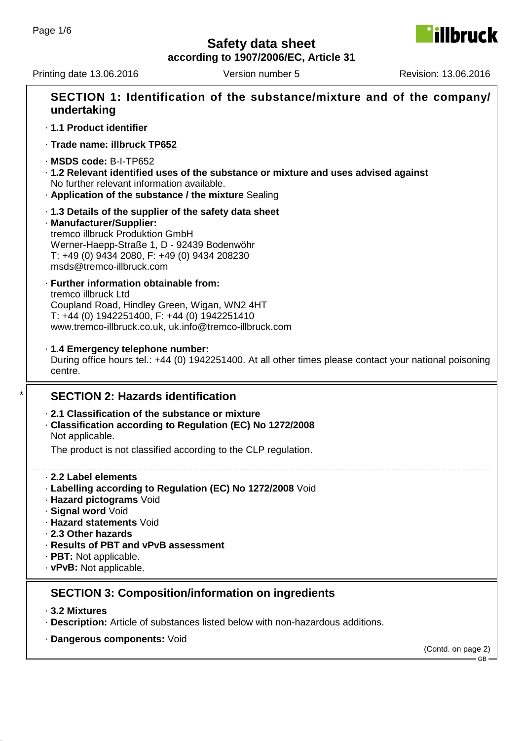# Safety data sheet

**according to 1907/2006/EC, Article 31**

Printing date 13.06.2016 Version number 5 Revision: 13.06.2016

## SECTION 1: Identification of the substance/mixture and of the company/ undertaking

· **1.1 Product identifier**

· **Trade name: illbruck TP652**

· **MSDS code:** B-I-TP652
· **1.2 Relevant identified uses of the substance or mixture and uses advised against**
No further relevant information available.
· **Application of the substance / the mixture** Sealing

· **1.3 Details of the supplier of the safety data sheet**
· **Manufacturer/Supplier:**
tremco illbruck Produktion GmbH
Werner-Haepp-Straße 1, D - 92439 Bodenwöhr
T: +49 (0) 9434 2080, F: +49 (0) 9434 208230
msds@tremco-illbruck.com

· **Further information obtainable from:**
tremco illbruck Ltd
Coupland Road, Hindley Green, Wigan, WN2 4HT
T: +44 (0) 1942251400, F: +44 (0) 1942251410
www.tremco-illbruck.co.uk, uk.info@tremco-illbruck.com

· **1.4 Emergency telephone number:**
During office hours tel.: +44 (0) 1942251400. At all other times please contact your national poisoning centre.

## * SECTION 2: Hazards identification

· **2.1 Classification of the substance or mixture**
· **Classification according to Regulation (EC) No 1272/2008**
Not applicable.

The product is not classified according to the CLP regulation.

· **2.2 Label elements**
· **Labelling according to Regulation (EC) No 1272/2008** Void
· **Hazard pictograms** Void
· **Signal word** Void
· **Hazard statements** Void
· **2.3 Other hazards**
· **Results of PBT and vPvB assessment**
· **PBT:** Not applicable.
· **vPvB:** Not applicable.

## SECTION 3: Composition/information on ingredients

· **3.2 Mixtures**
· **Description:** Article of substances listed below with non-hazardous additions.

· **Dangerous components:** Void

(Contd. on page 2)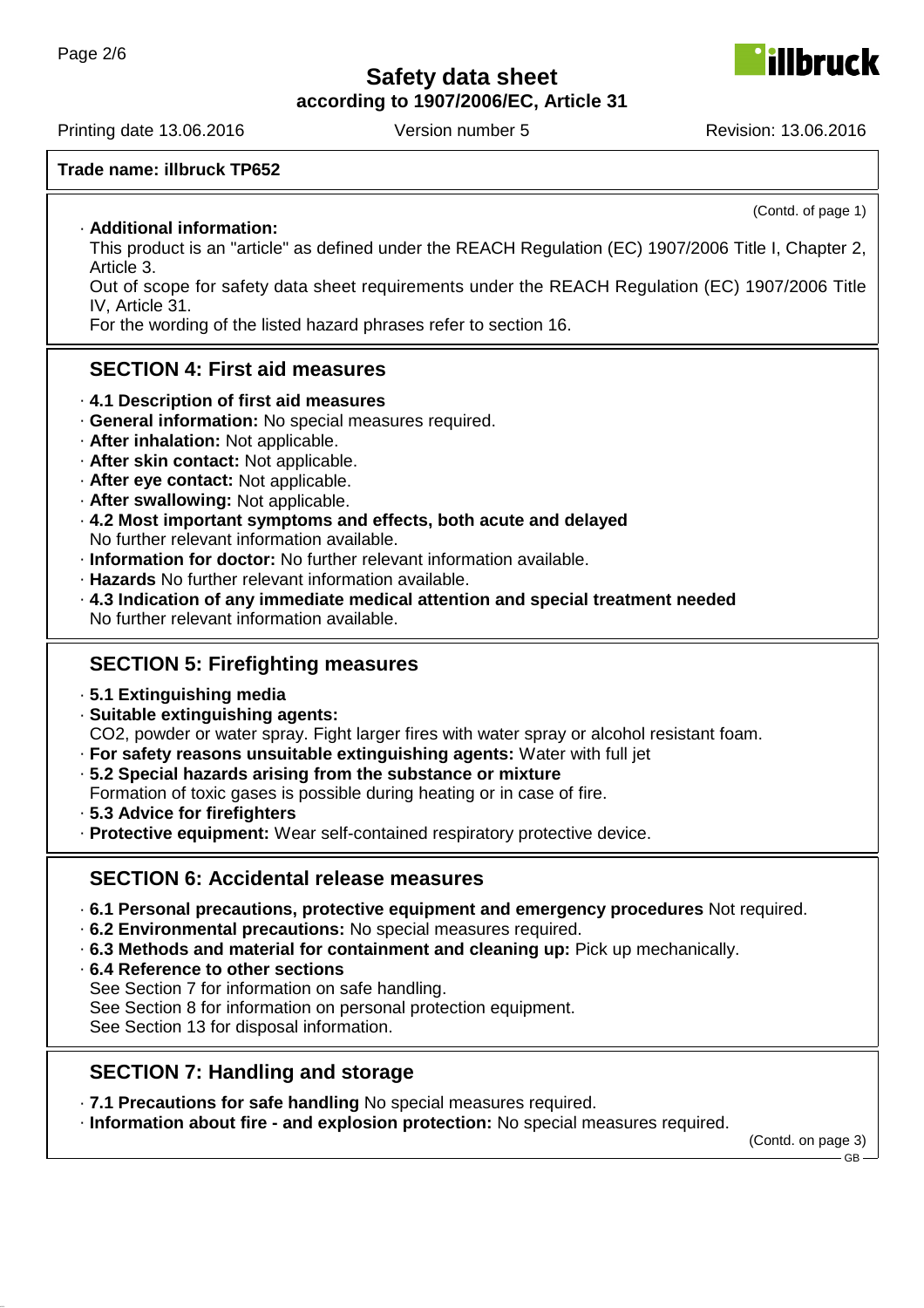**Trade name: illbruck TP652**

(Contd. of page 1)

· **Additional information:**
This product is an "article" as defined under the REACH Regulation (EC) 1907/2006 Title I, Chapter 2, Article 3.
Out of scope for safety data sheet requirements under the REACH Regulation (EC) 1907/2006 Title IV, Article 31.
For the wording of the listed hazard phrases refer to section 16.

## SECTION 4: First aid measures

· **4.1 Description of first aid measures**
· **General information:** No special measures required.
· **After inhalation:** Not applicable.
· **After skin contact:** Not applicable.
· **After eye contact:** Not applicable.
· **After swallowing:** Not applicable.
· **4.2 Most important symptoms and effects, both acute and delayed**
No further relevant information available.
· **Information for doctor:** No further relevant information available.
· **Hazards** No further relevant information available.
· **4.3 Indication of any immediate medical attention and special treatment needed**
No further relevant information available.

## SECTION 5: Firefighting measures

· **5.1 Extinguishing media**
· **Suitable extinguishing agents:**
$CO_2$, powder or water spray. Fight larger fires with water spray or alcohol resistant foam.
· **For safety reasons unsuitable extinguishing agents:** Water with full jet
· **5.2 Special hazards arising from the substance or mixture**
Formation of toxic gases is possible during heating or in case of fire.
· **5.3 Advice for firefighters**
· **Protective equipment:** Wear self-contained respiratory protective device.

## SECTION 6: Accidental release measures

· **6.1 Personal precautions, protective equipment and emergency procedures** Not required.
· **6.2 Environmental precautions:** No special measures required.
· **6.3 Methods and material for containment and cleaning up:** Pick up mechanically.
· **6.4 Reference to other sections**
See Section 7 for information on safe handling.
See Section 8 for information on personal protection equipment.
See Section 13 for disposal information.

## SECTION 7: Handling and storage

· **7.1 Precautions for safe handling** No special measures required.
· **Information about fire - and explosion protection:** No special measures required.

(Contd. on page 3)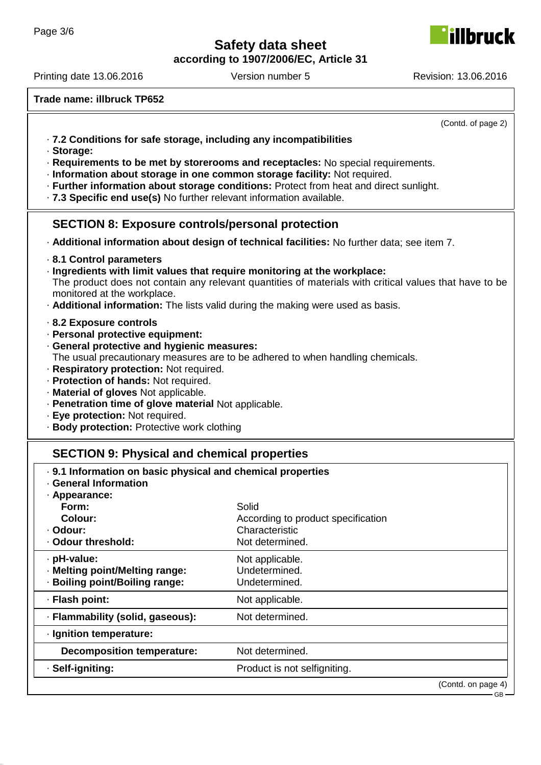**Trade name: illbruck TP652**

(Contd. of page 2)

· **7.2 Conditions for safe storage, including any incompatibilities**
· **Storage:**
· **Requirements to be met by storerooms and receptacles:** No special requirements.
· **Information about storage in one common storage facility:** Not required.
· **Further information about storage conditions:** Protect from heat and direct sunlight.
· **7.3 Specific end use(s)** No further relevant information available.

## SECTION 8: Exposure controls/personal protection

· **Additional information about design of technical facilities:** No further data; see item 7.

· **8.1 Control parameters**
· **Ingredients with limit values that require monitoring at the workplace:**
The product does not contain any relevant quantities of materials with critical values that have to be monitored at the workplace.
· **Additional information:** The lists valid during the making were used as basis.

· **8.2 Exposure controls**
· **Personal protective equipment:**
· **General protective and hygienic measures:**
The usual precautionary measures are to be adhered to when handling chemicals.
· **Respiratory protection:** Not required.
· **Protection of hands:** Not required.
· **Material of gloves** Not applicable.
· **Penetration time of glove material** Not applicable.
· **Eye protection:** Not required.
· **Body protection:** Protective work clothing

## SECTION 9: Physical and chemical properties

· **9.1 Information on basic physical and chemical properties**
· **General Information**

| Property | Value |
|---|---|
| · **Appearance:** | |
| **Form:** | Solid |
| **Colour:** | According to product specification |
| · **Odour:** | Characteristic |
| · **Odour threshold:** | Not determined. |
| · **pH-value:** | Not applicable. |
| · **Melting point/Melting range:** | Undetermined. |
| · **Boiling point/Boiling range:** | Undetermined. |
| · **Flash point:** | Not applicable. |
| · **Flammability (solid, gaseous):** | Not determined. |
| · **Ignition temperature:** | |
| **Decomposition temperature:** | Not determined. |
| · **Self-igniting:** | Product is not selfigniting. |

(Contd. on page 4)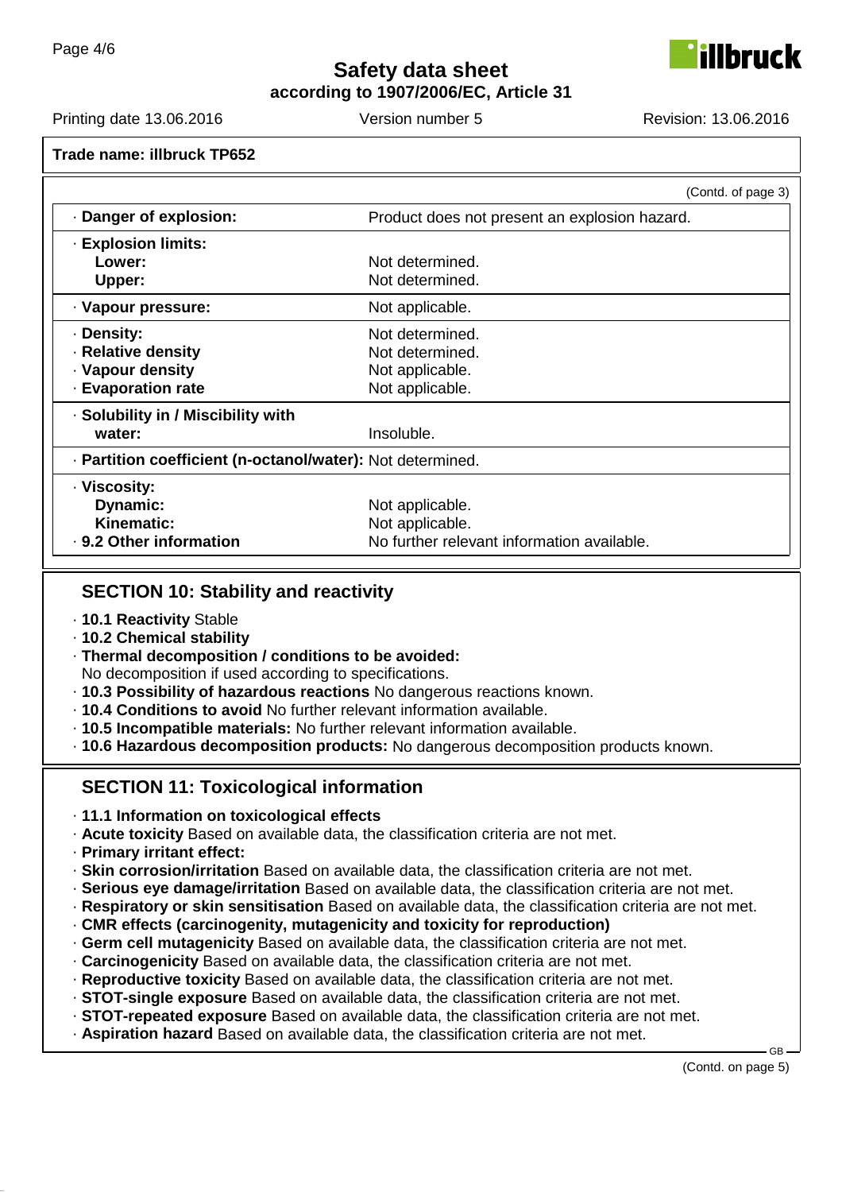Trade name: illbruck TP652

(Contd. of page 3)

| | |
|---|---|
| · **Danger of explosion:** | Product does not present an explosion hazard. |
| · **Explosion limits:** | |
| **Lower:** | Not determined. |
| **Upper:** | Not determined. |
| · **Vapour pressure:** | Not applicable. |
| · **Density:** | Not determined. |
| · **Relative density** | Not determined. |
| · **Vapour density** | Not applicable. |
| · **Evaporation rate** | Not applicable. |
| · **Solubility in / Miscibility with water:** | Insoluble. |
| · **Partition coefficient (n-octanol/water):** | Not determined. |
| · **Viscosity:** | |
| **Dynamic:** | Not applicable. |
| **Kinematic:** | Not applicable. |
| · **9.2 Other information** | No further relevant information available. |

## SECTION 10: Stability and reactivity

- · **10.1 Reactivity** Stable
- · **10.2 Chemical stability**
- · **Thermal decomposition / conditions to be avoided:**
  No decomposition if used according to specifications.
- · **10.3 Possibility of hazardous reactions** No dangerous reactions known.
- · **10.4 Conditions to avoid** No further relevant information available.
- · **10.5 Incompatible materials:** No further relevant information available.
- · **10.6 Hazardous decomposition products:** No dangerous decomposition products known.

## SECTION 11: Toxicological information

- · **11.1 Information on toxicological effects**
- · **Acute toxicity** Based on available data, the classification criteria are not met.
- · **Primary irritant effect:**
- · **Skin corrosion/irritation** Based on available data, the classification criteria are not met.
- · **Serious eye damage/irritation** Based on available data, the classification criteria are not met.
- · **Respiratory or skin sensitisation** Based on available data, the classification criteria are not met.
- · **CMR effects (carcinogenity, mutagenicity and toxicity for reproduction)**
- · **Germ cell mutagenicity** Based on available data, the classification criteria are not met.
- · **Carcinogenicity** Based on available data, the classification criteria are not met.
- · **Reproductive toxicity** Based on available data, the classification criteria are not met.
- · **STOT-single exposure** Based on available data, the classification criteria are not met.
- · **STOT-repeated exposure** Based on available data, the classification criteria are not met.
- · **Aspiration hazard** Based on available data, the classification criteria are not met.

(Contd. on page 5)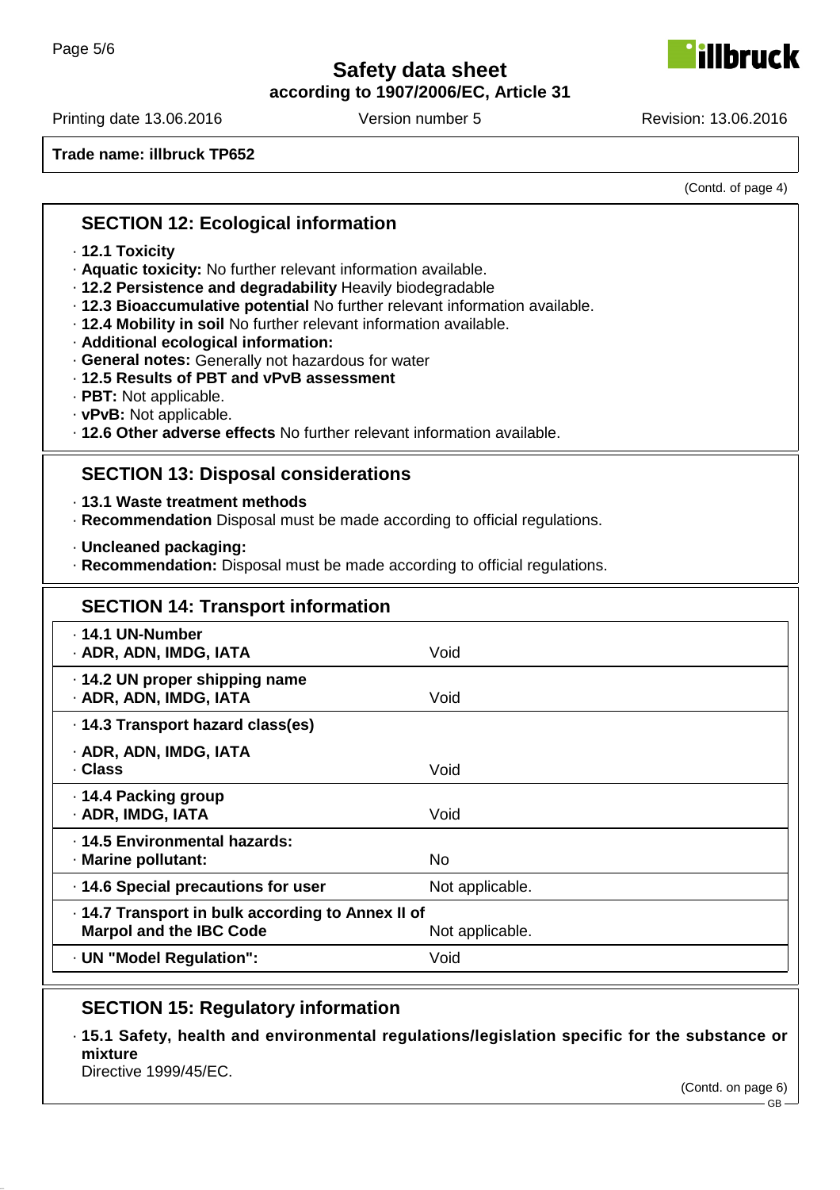**Trade name: illbruck TP652**

(Contd. of page 4)

## SECTION 12: Ecological information

- **12.1 Toxicity**
- **Aquatic toxicity:** No further relevant information available.
- **12.2 Persistence and degradability** Heavily biodegradable
- **12.3 Bioaccumulative potential** No further relevant information available.
- **12.4 Mobility in soil** No further relevant information available.
- **Additional ecological information:**
- **General notes:** Generally not hazardous for water
- **12.5 Results of PBT and vPvB assessment**
- **PBT:** Not applicable.
- **vPvB:** Not applicable.
- **12.6 Other adverse effects** No further relevant information available.

## SECTION 13: Disposal considerations

- **13.1 Waste treatment methods**
- **Recommendation** Disposal must be made according to official regulations.

- **Uncleaned packaging:**
- **Recommendation:** Disposal must be made according to official regulations.

## SECTION 14: Transport information

| | |
|---|---|
| **14.1 UN-Number**<br>**ADR, ADN, IMDG, IATA** | Void |
| **14.2 UN proper shipping name**<br>**ADR, ADN, IMDG, IATA** | Void |
| **14.3 Transport hazard class(es)** | |
| **ADR, ADN, IMDG, IATA**<br>**Class** | Void |
| **14.4 Packing group**<br>**ADR, IMDG, IATA** | Void |
| **14.5 Environmental hazards:**<br>**Marine pollutant:** | No |
| **14.6 Special precautions for user** | Not applicable. |
| **14.7 Transport in bulk according to Annex II of Marpol and the IBC Code** | Not applicable. |
| **UN "Model Regulation":** | Void |

## SECTION 15: Regulatory information

- **15.1 Safety, health and environmental regulations/legislation specific for the substance or mixture**

Directive 1999/45/EC.

(Contd. on page 6)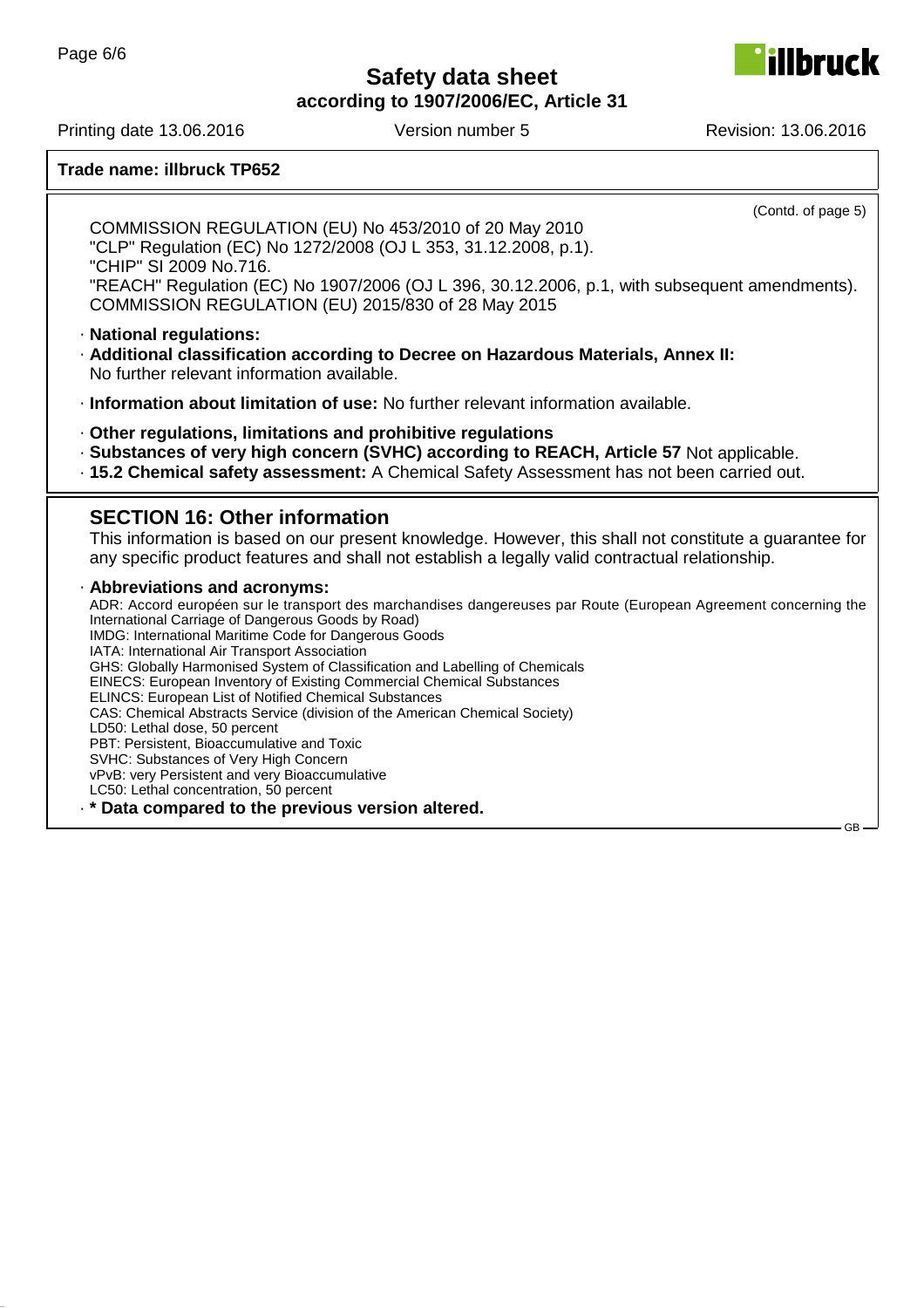COMMISSION REGULATION (EU) No 453/2010 of 20 May 2010
"CLP" Regulation (EC) No 1272/2008 (OJ L 353, 31.12.2008, p.1).
"CHIP" SI 2009 No.716.
"REACH" Regulation (EC) No 1907/2006 (OJ L 396, 30.12.2006, p.1, with subsequent amendments).
COMMISSION REGULATION (EU) 2015/830 of 28 May 2015

· **National regulations:**
· **Additional classification according to Decree on Hazardous Materials, Annex II:**
No further relevant information available.

· **Information about limitation of use:** No further relevant information available.

· **Other regulations, limitations and prohibitive regulations**
· **Substances of very high concern (SVHC) according to REACH, Article 57** Not applicable.
· **15.2 Chemical safety assessment:** A Chemical Safety Assessment has not been carried out.

## SECTION 16: Other information

This information is based on our present knowledge. However, this shall not constitute a guarantee for any specific product features and shall not establish a legally valid contractual relationship.

· **Abbreviations and acronyms:**
ADR: Accord européen sur le transport des marchandises dangereuses par Route (European Agreement concerning the International Carriage of Dangerous Goods by Road)
IMDG: International Maritime Code for Dangerous Goods
IATA: International Air Transport Association
GHS: Globally Harmonised System of Classification and Labelling of Chemicals
EINECS: European Inventory of Existing Commercial Chemical Substances
ELINCS: European List of Notified Chemical Substances
CAS: Chemical Abstracts Service (division of the American Chemical Society)
LD50: Lethal dose, 50 percent
PBT: Persistent, Bioaccumulative and Toxic
SVHC: Substances of Very High Concern
vPvB: very Persistent and very Bioaccumulative
LC50: Lethal concentration, 50 percent

· **\* Data compared to the previous version altered.**